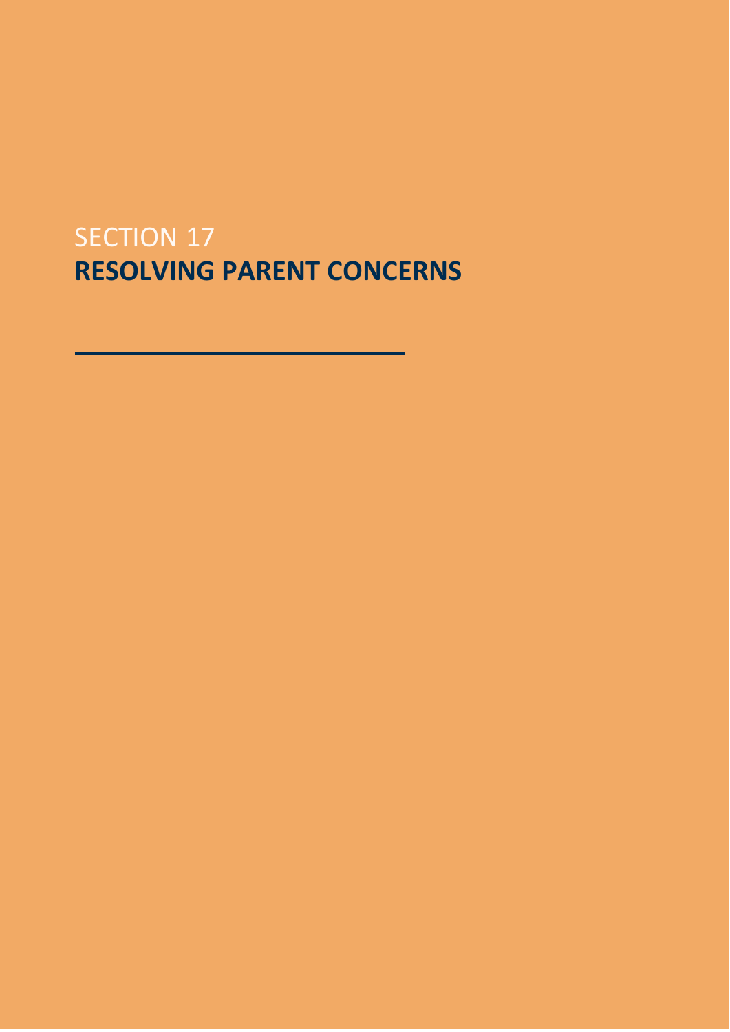SECTION 17

# RESOLVING PARENT CONCERNS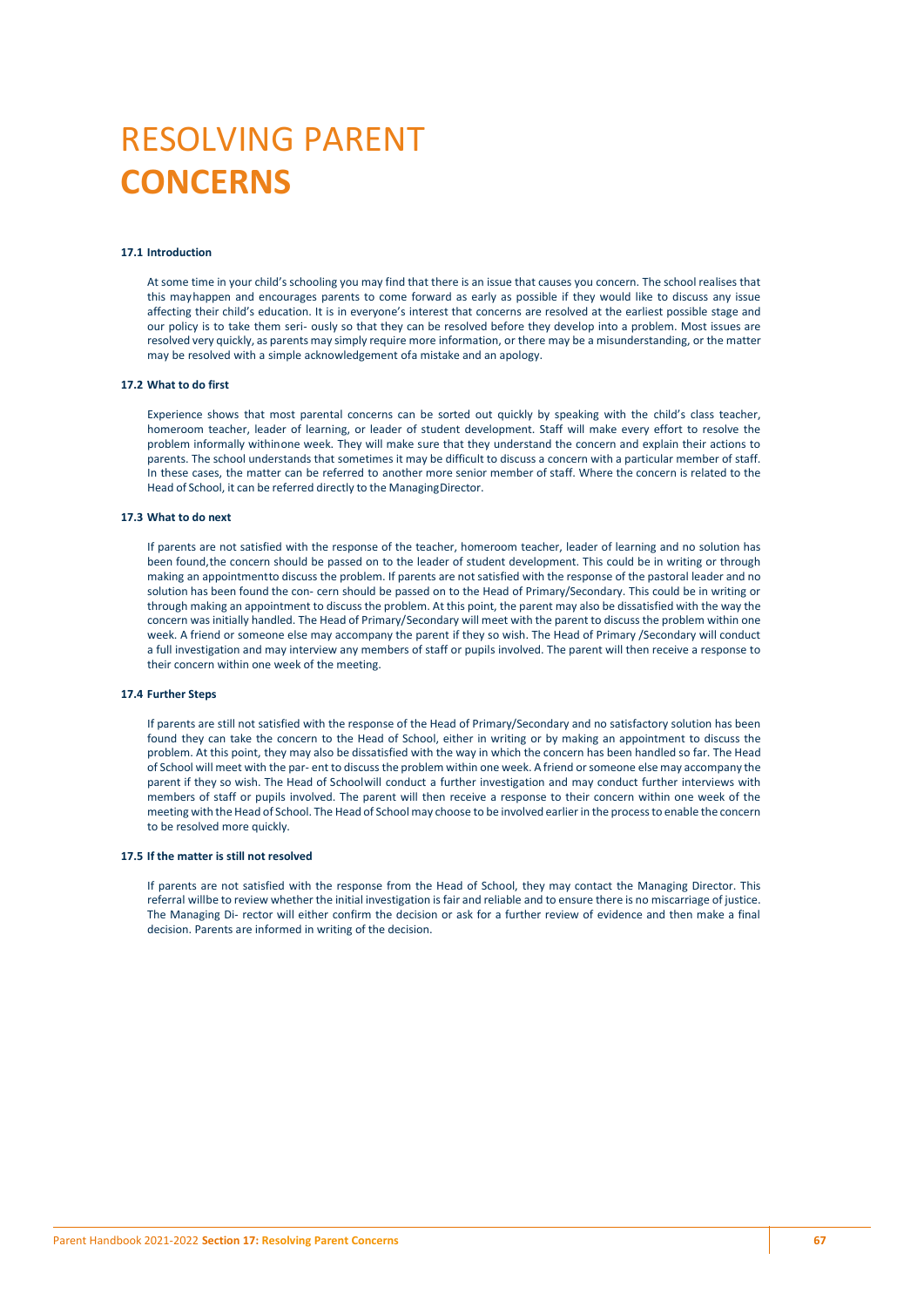# RESOLVING PARENT **CONCERNS**

### 17.1 Introduction

At some time in your child's schooling you may find that there is an issue that causes you concern. The school realises that this may happen and encourages parents to come forward as early as possible if they would like to discuss any issue affecting their child's education. It is in everyone's interest that concerns are resolved at the earliest possible stage and our policy is to take them seri- ously so that they can be resolved before they develop into a problem. Most issues are resolved very quickly, as parents may simply require more information, or there may be a misunderstanding, or the matter may be resolved with a simple acknowledgement ofa mistake and an apology.

### 17.2 What to do first

Experience shows that most parental concerns can be sorted out quickly by speaking with the child's class teacher, homeroom teacher, leader of learning, or leader of student development. Staff will make every effort to resolve the problem informally withinone week. They will make sure that they understand the concern and explain their actions to parents. The school understands that sometimes it may be difficult to discuss a concern with a particular member of staff. In these cases, the matter can be referred to another more senior member of staff. Where the concern is related to the Head of School, it can be referred directly to the ManagingDirector.

### 17.3 What to do next

If parents are not satisfied with the response of the teacher, homeroom teacher, leader of learning and no solution has been found,the concern should be passed on to the leader of student development. This could be in writing or through making an appointmentto discuss the problem. If parents are not satisfied with the response of the pastoral leader and no solution has been found the con- cern should be passed on to the Head of Primary/Secondary. This could be in writing or through making an appointment to discuss the problem. At this point, the parent may also be dissatisfied with the way the concern was initially handled. The Head of Primary/Secondary will meet with the parent to discuss the problem within one week. A friend or someone else may accompany the parent if they so wish. The Head of Primary /Secondary will conduct a full investigation and may interview any members of staff or pupils involved. The parent will then receive a response to their concern within one week of the meeting.

### 17.4 Further Steps

If parents are still not satisfied with the response of the Head of Primary/Secondary and no satisfactory solution has been found they can take the concern to the Head of School, either in writing or by making an appointment to discuss the problem. At this point, they may also be dissatisfied with the way in which the concern has been handled so far. The Head of School will meet with the par- ent to discuss the problem within one week. A friend or someone else may accompany the parent if they so wish. The Head of Schoolwill conduct a further investigation and may conduct further interviews with members of staff or pupils involved. The parent will then receive a response to their concern within one week of the meeting with the Head of School. The Head of School may choose to be involved earlier in the process to enable the concern to be resolved more quickly.

### 17.5 If the matter is still not resolved

If parents are not satisfied with the response from the Head of School, they may contact the Managing Director. This referral willbe to review whether the initial investigation is fair and reliable and to ensure there is no miscarriage of justice. The Managing Di- rector will either confirm the decision or ask for a further review of evidence and then make a final decision. Parents are informed in writing of the decision.